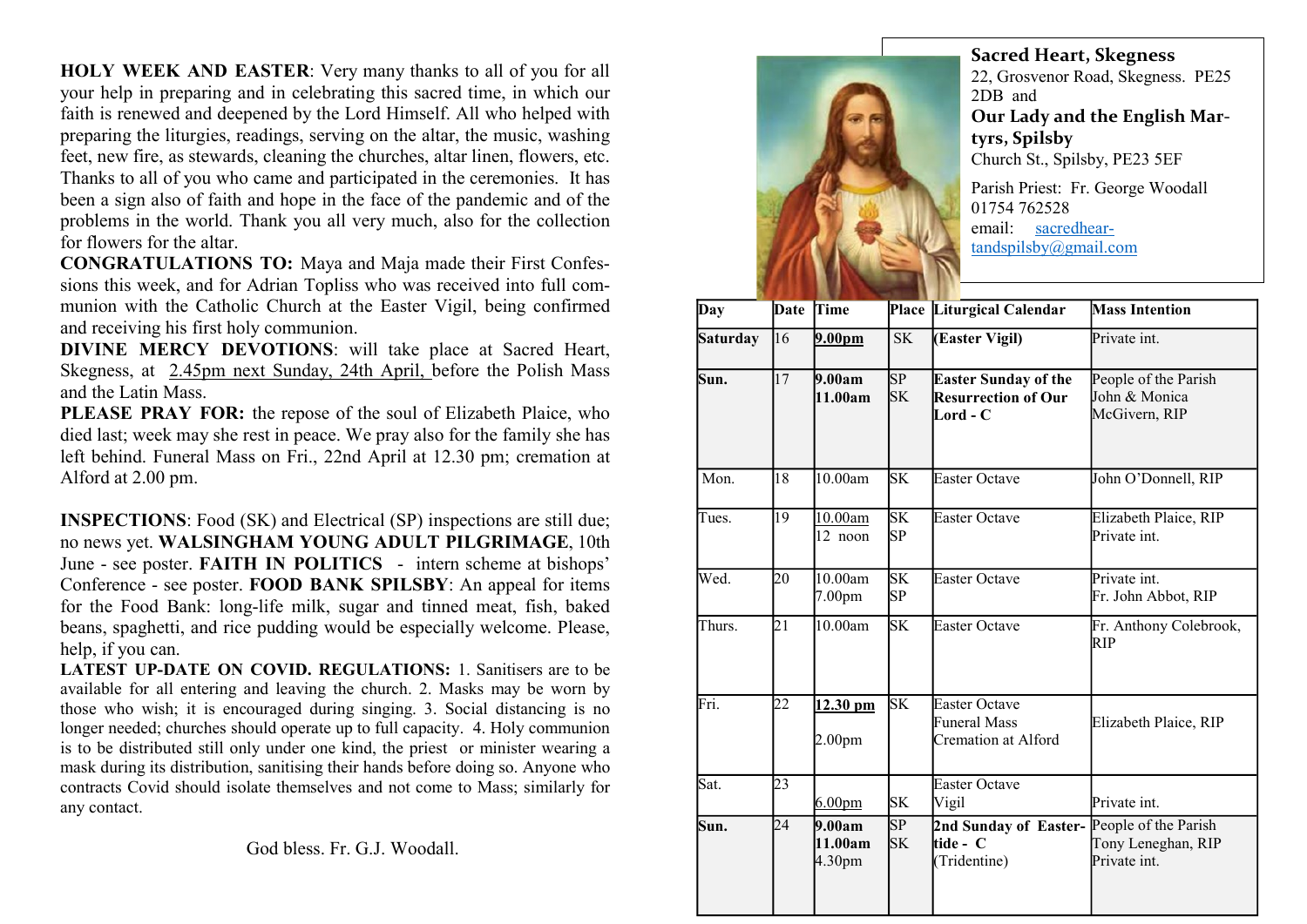## Sacred Heart, Skegness

22, Grosvenor Road, Skegness. PE25 2DB and

## Our Lady and the English Martyrs, Spilsby

Church St., Spilsby, PE23 5EF

Parish Priest: Fr. George Woodall
01754 762528
email: sacredheartandspilsby@gmail.com

| Day | Date | Time | Place | Liturgical Calendar | Mass Intention |
|---|---|---|---|---|---|
| **Saturday** | 16 | **9.00pm** | SK | **(Easter Vigil)** | Private int. |
| **Sun.** | 17 | **9.00am**<br>**11.00am** | SP<br>SK | **Easter Sunday of the Resurrection of Our Lord - C** | People of the Parish<br>John & Monica McGivern, RIP |
| Mon. | 18 | 10.00am | SK | Easter Octave | John O'Donnell, RIP |
| Tues. | 19 | 10.00am<br>12 noon | SK<br>SP | Easter Octave | Elizabeth Plaice, RIP<br>Private int. |
| Wed. | 20 | 10.00am<br>7.00pm | SK<br>SP | Easter Octave | Private int.<br>Fr. John Abbot, RIP |
| Thurs. | 21 | 10.00am | SK | Easter Octave | Fr. Anthony Colebrook, RIP |
| Fri. | 22 | **12.30 pm**<br>2.00pm | SK | Easter Octave<br>Funeral Mass<br>Cremation at Alford | Elizabeth Plaice, RIP |
| Sat. | 23 | 6.00pm | SK | Easter Octave<br>Vigil | Private int. |
| **Sun.** | 24 | **9.00am**<br>**11.00am**<br>4.30pm | SP<br>SK | **2nd Sunday of Eastertide - C**<br>(Tridentine) | People of the Parish<br>Tony Leneghan, RIP<br>Private int. |

**HOLY WEEK AND EASTER**: Very many thanks to all of you for all your help in preparing and in celebrating this sacred time, in which our faith is renewed and deepened by the Lord Himself. All who helped with preparing the liturgies, readings, serving on the altar, the music, washing feet, new fire, as stewards, cleaning the churches, altar linen, flowers, etc. Thanks to all of you who came and participated in the ceremonies. It has been a sign also of faith and hope in the face of the pandemic and of the problems in the world. Thank you all very much, also for the collection for flowers for the altar.

**CONGRATULATIONS TO:** Maya and Maja made their First Confessions this week, and for Adrian Topliss who was received into full communion with the Catholic Church at the Easter Vigil, being confirmed and receiving his first holy communion.

**DIVINE MERCY DEVOTIONS**: will take place at Sacred Heart, Skegness, at 2.45pm next Sunday, 24th April, before the Polish Mass and the Latin Mass.

**PLEASE PRAY FOR:** the repose of the soul of Elizabeth Plaice, who died last; week may she rest in peace. We pray also for the family she has left behind. Funeral Mass on Fri., 22nd April at 12.30 pm; cremation at Alford at 2.00 pm.

**INSPECTIONS**: Food (SK) and Electrical (SP) inspections are still due; no news yet. **WALSINGHAM YOUNG ADULT PILGRIMAGE**, 10th June - see poster. **FAITH IN POLITICS** - intern scheme at bishops' Conference - see poster. **FOOD BANK SPILSBY**: An appeal for items for the Food Bank: long-life milk, sugar and tinned meat, fish, baked beans, spaghetti, and rice pudding would be especially welcome. Please, help, if you can.

**LATEST UP-DATE ON COVID. REGULATIONS:** 1. Sanitisers are to be available for all entering and leaving the church. 2. Masks may be worn by those who wish; it is encouraged during singing. 3. Social distancing is no longer needed; churches should operate up to full capacity. 4. Holy communion is to be distributed still only under one kind, the priest or minister wearing a mask during its distribution, sanitising their hands before doing so. Anyone who contracts Covid should isolate themselves and not come to Mass; similarly for any contact.

God bless. Fr. G.J. Woodall.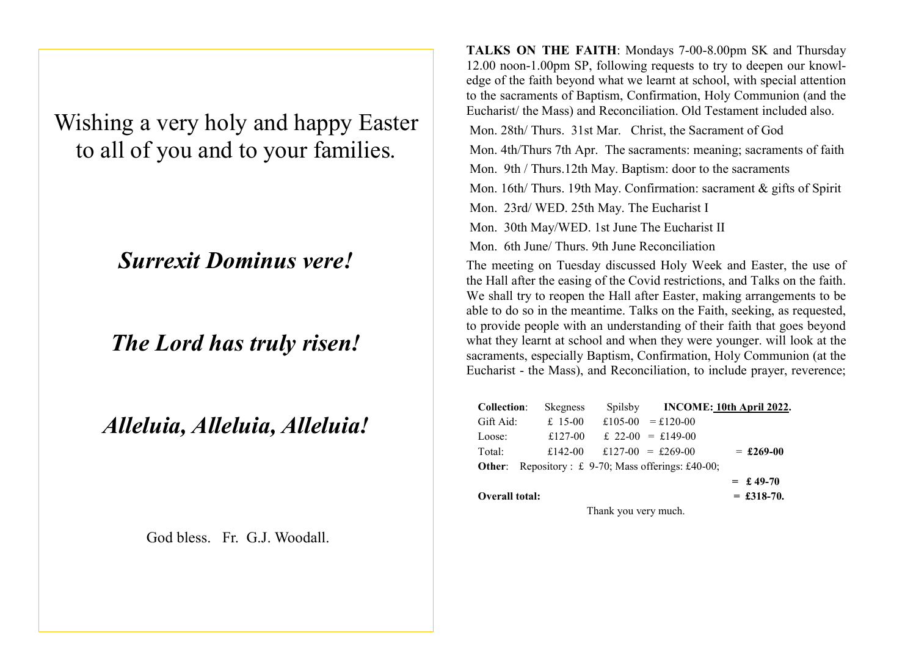Wishing a very holy and happy Easter to all of you and to your families.

***Surrexit Dominus vere!***

***The Lord has truly risen!***

***Alleluia, Alleluia, Alleluia!***

God bless. Fr. G.J. Woodall.

**TALKS ON THE FAITH**: Mondays 7-00-8.00pm SK and Thursday 12.00 noon-1.00pm SP, following requests to try to deepen our knowledge of the faith beyond what we learnt at school, with special attention to the sacraments of Baptism, Confirmation, Holy Communion (and the Eucharist/ the Mass) and Reconciliation. Old Testament included also.

Mon. 28th/ Thurs. 31st Mar. Christ, the Sacrament of God

Mon. 4th/Thurs 7th Apr. The sacraments: meaning; sacraments of faith

Mon. 9th / Thurs.12th May. Baptism: door to the sacraments

Mon. 16th/ Thurs. 19th May. Confirmation: sacrament & gifts of Spirit

Mon. 23rd/ WED. 25th May. The Eucharist I

Mon. 30th May/WED. 1st June The Eucharist II

Mon. 6th June/ Thurs. 9th June Reconciliation

The meeting on Tuesday discussed Holy Week and Easter, the use of the Hall after the easing of the Covid restrictions, and Talks on the faith. We shall try to reopen the Hall after Easter, making arrangements to be able to do so in the meantime. Talks on the Faith, seeking, as requested, to provide people with an understanding of their faith that goes beyond what they learnt at school and when they were younger. will look at the sacraments, especially Baptism, Confirmation, Holy Communion (at the Eucharist - the Mass), and Reconciliation, to include prayer, reverence;

| **Collection**: | Skegness | Spilsby | | **INCOME: 10th April 2022.** |
|---|---|---|---|---|
| Gift Aid: | £ 15-00 | £105-00 | = £120-00 | |
| Loose: | £127-00 | £ 22-00 | = £149-00 | |
| Total: | £142-00 | £127-00 | = £269-00 | = **£269-00** |
| **Other**: Repository : £ 9-70; Mass offerings: £40-00; | | | | |
| | | | | = **£ 49-70** |
| **Overall total:** | | | | = **£318-70.** |

Thank you very much.